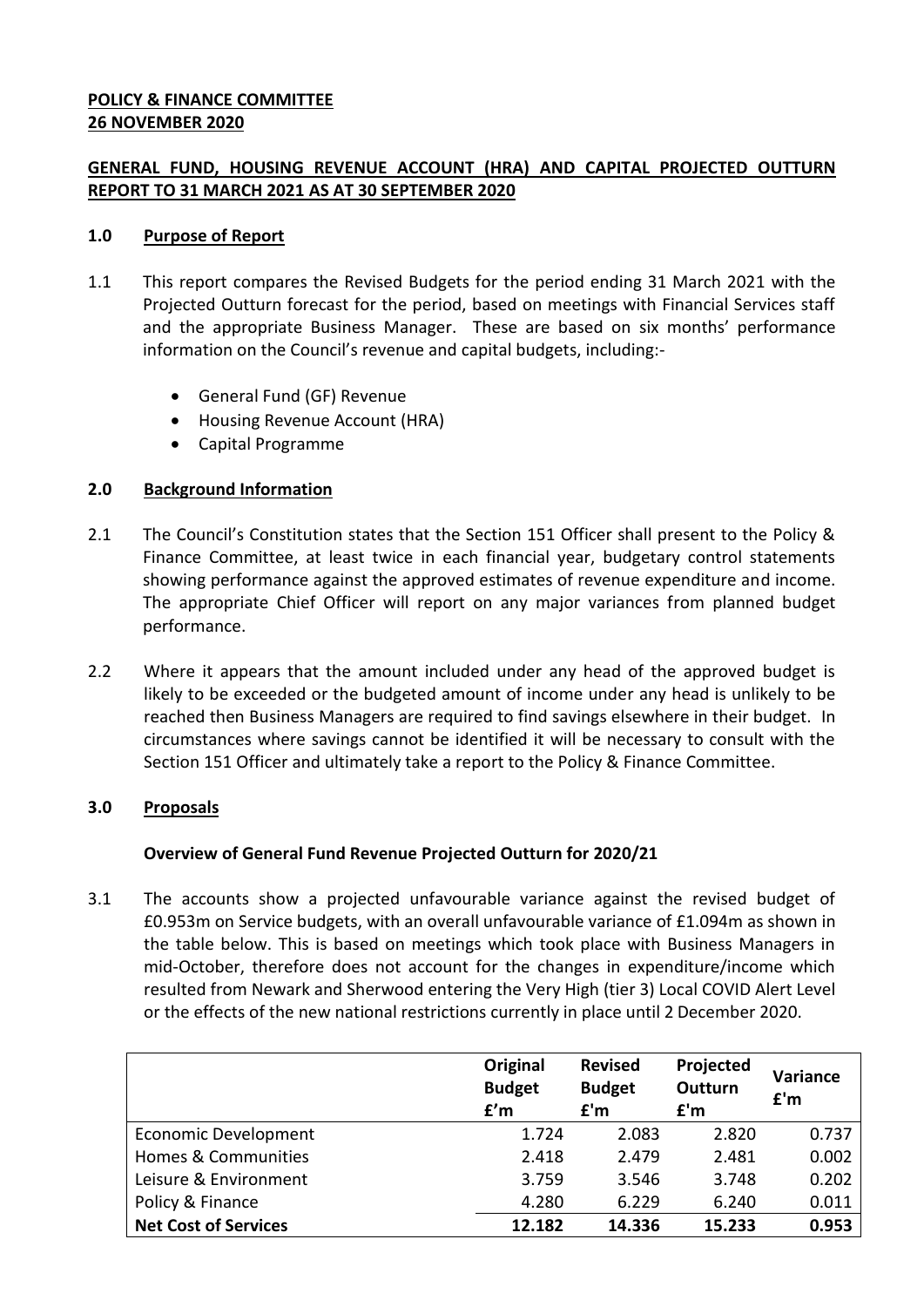**POLICY & FINANCE COMMITTEE**
**26 NOVEMBER 2020**

# GENERAL FUND, HOUSING REVENUE ACCOUNT (HRA) AND CAPITAL PROJECTED OUTTURN REPORT TO 31 MARCH 2021 AS AT 30 SEPTEMBER 2020

## 1.0 Purpose of Report

1.1 This report compares the Revised Budgets for the period ending 31 March 2021 with the Projected Outturn forecast for the period, based on meetings with Financial Services staff and the appropriate Business Manager. These are based on six months' performance information on the Council's revenue and capital budgets, including:-

- General Fund (GF) Revenue
- Housing Revenue Account (HRA)
- Capital Programme

## 2.0 Background Information

2.1 The Council's Constitution states that the Section 151 Officer shall present to the Policy & Finance Committee, at least twice in each financial year, budgetary control statements showing performance against the approved estimates of revenue expenditure and income. The appropriate Chief Officer will report on any major variances from planned budget performance.

2.2 Where it appears that the amount included under any head of the approved budget is likely to be exceeded or the budgeted amount of income under any head is unlikely to be reached then Business Managers are required to find savings elsewhere in their budget. In circumstances where savings cannot be identified it will be necessary to consult with the Section 151 Officer and ultimately take a report to the Policy & Finance Committee.

## 3.0 Proposals

### Overview of General Fund Revenue Projected Outturn for 2020/21

3.1 The accounts show a projected unfavourable variance against the revised budget of £0.953m on Service budgets, with an overall unfavourable variance of £1.094m as shown in the table below. This is based on meetings which took place with Business Managers in mid-October, therefore does not account for the changes in expenditure/income which resulted from Newark and Sherwood entering the Very High (tier 3) Local COVID Alert Level or the effects of the new national restrictions currently in place until 2 December 2020.

| | Original Budget £'m | Revised Budget £'m | Projected Outturn £'m | Variance £'m |
|---|---|---|---|---|
| Economic Development | 1.724 | 2.083 | 2.820 | 0.737 |
| Homes & Communities | 2.418 | 2.479 | 2.481 | 0.002 |
| Leisure & Environment | 3.759 | 3.546 | 3.748 | 0.202 |
| Policy & Finance | 4.280 | 6.229 | 6.240 | 0.011 |
| **Net Cost of Services** | **12.182** | **14.336** | **15.233** | **0.953** |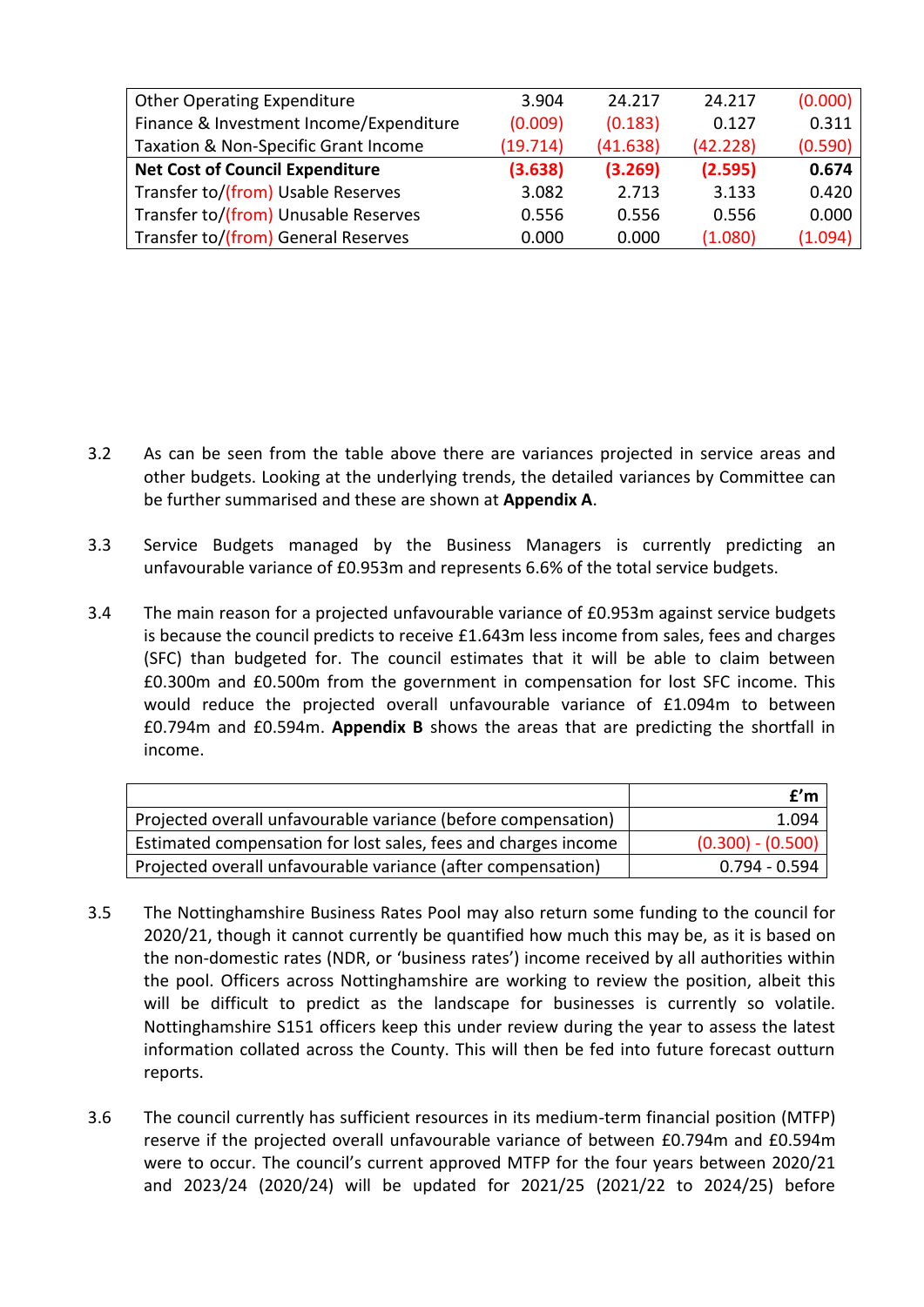| | | | | |
|---|---|---|---|---|
| Other Operating Expenditure | 3.904 | 24.217 | 24.217 | (0.000) |
| Finance & Investment Income/Expenditure | (0.009) | (0.183) | 0.127 | 0.311 |
| Taxation & Non-Specific Grant Income | (19.714) | (41.638) | (42.228) | (0.590) |
| **Net Cost of Council Expenditure** | **(3.638)** | **(3.269)** | **(2.595)** | **0.674** |
| Transfer to/(from) Usable Reserves | 3.082 | 2.713 | 3.133 | 0.420 |
| Transfer to/(from) Unusable Reserves | 0.556 | 0.556 | 0.556 | 0.000 |
| Transfer to/(from) General Reserves | 0.000 | 0.000 | (1.080) | (1.094) |

3.2 As can be seen from the table above there are variances projected in service areas and other budgets. Looking at the underlying trends, the detailed variances by Committee can be further summarised and these are shown at **Appendix A**.

3.3 Service Budgets managed by the Business Managers is currently predicting an unfavourable variance of £0.953m and represents 6.6% of the total service budgets.

3.4 The main reason for a projected unfavourable variance of £0.953m against service budgets is because the council predicts to receive £1.643m less income from sales, fees and charges (SFC) than budgeted for. The council estimates that it will be able to claim between £0.300m and £0.500m from the government in compensation for lost SFC income. This would reduce the projected overall unfavourable variance of £1.094m to between £0.794m and £0.594m. **Appendix B** shows the areas that are predicting the shortfall in income.

| | **£'m** |
|---|---|
| Projected overall unfavourable variance (before compensation) | 1.094 |
| Estimated compensation for lost sales, fees and charges income | (0.300) - (0.500) |
| Projected overall unfavourable variance (after compensation) | 0.794 - 0.594 |

3.5 The Nottinghamshire Business Rates Pool may also return some funding to the council for 2020/21, though it cannot currently be quantified how much this may be, as it is based on the non-domestic rates (NDR, or 'business rates') income received by all authorities within the pool. Officers across Nottinghamshire are working to review the position, albeit this will be difficult to predict as the landscape for businesses is currently so volatile. Nottinghamshire S151 officers keep this under review during the year to assess the latest information collated across the County. This will then be fed into future forecast outturn reports.

3.6 The council currently has sufficient resources in its medium-term financial position (MTFP) reserve if the projected overall unfavourable variance of between £0.794m and £0.594m were to occur. The council's current approved MTFP for the four years between 2020/21 and 2023/24 (2020/24) will be updated for 2021/25 (2021/22 to 2024/25) before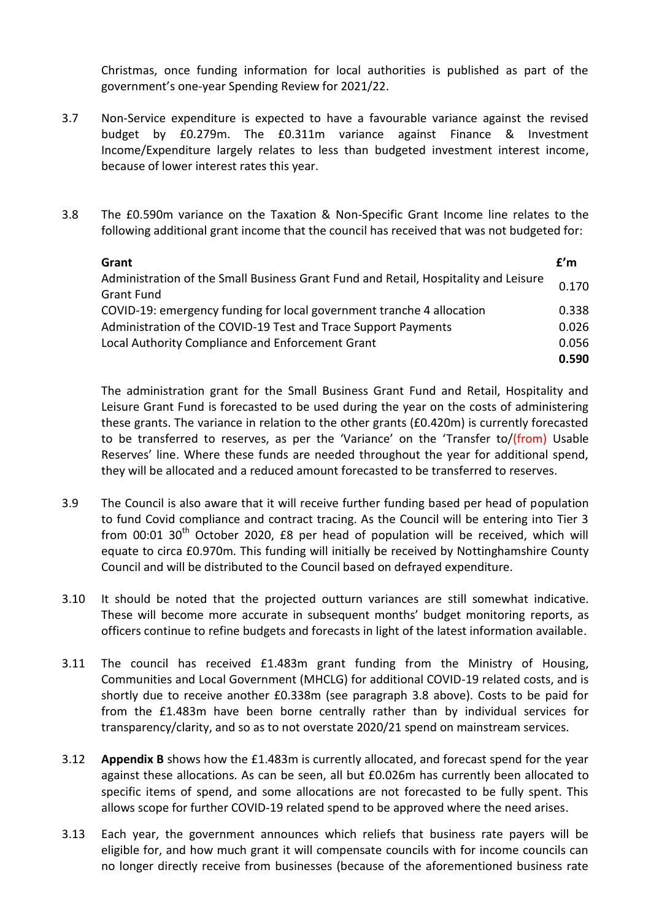Christmas, once funding information for local authorities is published as part of the government's one-year Spending Review for 2021/22.

3.7 Non-Service expenditure is expected to have a favourable variance against the revised budget by £0.279m. The £0.311m variance against Finance & Investment Income/Expenditure largely relates to less than budgeted investment interest income, because of lower interest rates this year.

3.8 The £0.590m variance on the Taxation & Non-Specific Grant Income line relates to the following additional grant income that the council has received that was not budgeted for:

| **Grant** | **£'m** |
|---|---|
| Administration of the Small Business Grant Fund and Retail, Hospitality and Leisure Grant Fund | 0.170 |
| COVID-19: emergency funding for local government tranche 4 allocation | 0.338 |
| Administration of the COVID-19 Test and Trace Support Payments | 0.026 |
| Local Authority Compliance and Enforcement Grant | 0.056 |
| | **0.590** |

The administration grant for the Small Business Grant Fund and Retail, Hospitality and Leisure Grant Fund is forecasted to be used during the year on the costs of administering these grants. The variance in relation to the other grants (£0.420m) is currently forecasted to be transferred to reserves, as per the 'Variance' on the 'Transfer to/(from) Usable Reserves' line. Where these funds are needed throughout the year for additional spend, they will be allocated and a reduced amount forecasted to be transferred to reserves.

3.9 The Council is also aware that it will receive further funding based per head of population to fund Covid compliance and contract tracing. As the Council will be entering into Tier 3 from 00:01 30th October 2020, £8 per head of population will be received, which will equate to circa £0.970m. This funding will initially be received by Nottinghamshire County Council and will be distributed to the Council based on defrayed expenditure.

3.10 It should be noted that the projected outturn variances are still somewhat indicative. These will become more accurate in subsequent months' budget monitoring reports, as officers continue to refine budgets and forecasts in light of the latest information available.

3.11 The council has received £1.483m grant funding from the Ministry of Housing, Communities and Local Government (MHCLG) for additional COVID-19 related costs, and is shortly due to receive another £0.338m (see paragraph 3.8 above). Costs to be paid for from the £1.483m have been borne centrally rather than by individual services for transparency/clarity, and so as to not overstate 2020/21 spend on mainstream services.

3.12 **Appendix B** shows how the £1.483m is currently allocated, and forecast spend for the year against these allocations. As can be seen, all but £0.026m has currently been allocated to specific items of spend, and some allocations are not forecasted to be fully spent. This allows scope for further COVID-19 related spend to be approved where the need arises.

3.13 Each year, the government announces which reliefs that business rate payers will be eligible for, and how much grant it will compensate councils with for income councils can no longer directly receive from businesses (because of the aforementioned business rate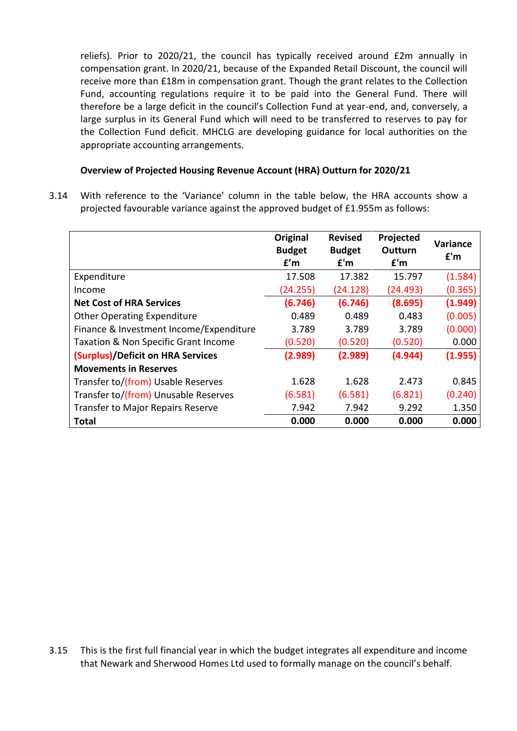reliefs). Prior to 2020/21, the council has typically received around £2m annually in compensation grant. In 2020/21, because of the Expanded Retail Discount, the council will receive more than £18m in compensation grant. Though the grant relates to the Collection Fund, accounting regulations require it to be paid into the General Fund. There will therefore be a large deficit in the council's Collection Fund at year-end, and, conversely, a large surplus in its General Fund which will need to be transferred to reserves to pay for the Collection Fund deficit. MHCLG are developing guidance for local authorities on the appropriate accounting arrangements.

**Overview of Projected Housing Revenue Account (HRA) Outturn for 2020/21**

3.14 With reference to the 'Variance' column in the table below, the HRA accounts show a projected favourable variance against the approved budget of £1.955m as follows:

| | Original Budget £'m | Revised Budget £'m | Projected Outturn £'m | Variance £'m |
|---|---|---|---|---|
| Expenditure | 17.508 | 17.382 | 15.797 | (1.584) |
| Income | (24.255) | (24.128) | (24.493) | (0.365) |
| **Net Cost of HRA Services** | **(6.746)** | **(6.746)** | **(8.695)** | **(1.949)** |
| Other Operating Expenditure | 0.489 | 0.489 | 0.483 | (0.005) |
| Finance & Investment Income/Expenditure | 3.789 | 3.789 | 3.789 | (0.000) |
| Taxation & Non Specific Grant Income | (0.520) | (0.520) | (0.520) | 0.000 |
| **(Surplus)/Deficit on HRA Services** | **(2.989)** | **(2.989)** | **(4.944)** | **(1.955)** |
| **Movements in Reserves** | | | | |
| Transfer to/(from) Usable Reserves | 1.628 | 1.628 | 2.473 | 0.845 |
| Transfer to/(from) Unusable Reserves | (6.581) | (6.581) | (6.821) | (0.240) |
| Transfer to Major Repairs Reserve | 7.942 | 7.942 | 9.292 | 1.350 |
| **Total** | **0.000** | **0.000** | **0.000** | **0.000** |

3.15 This is the first full financial year in which the budget integrates all expenditure and income that Newark and Sherwood Homes Ltd used to formally manage on the council's behalf.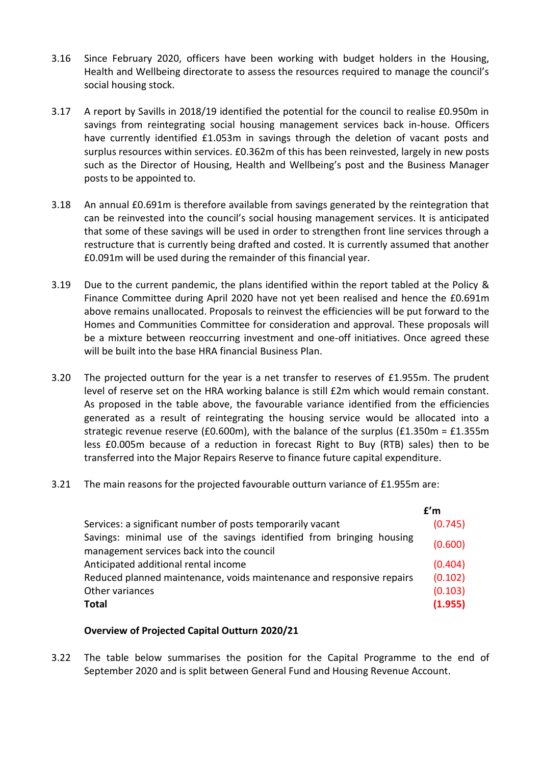3.16 Since February 2020, officers have been working with budget holders in the Housing, Health and Wellbeing directorate to assess the resources required to manage the council's social housing stock.

3.17 A report by Savills in 2018/19 identified the potential for the council to realise £0.950m in savings from reintegrating social housing management services back in-house. Officers have currently identified £1.053m in savings through the deletion of vacant posts and surplus resources within services. £0.362m of this has been reinvested, largely in new posts such as the Director of Housing, Health and Wellbeing's post and the Business Manager posts to be appointed to.

3.18 An annual £0.691m is therefore available from savings generated by the reintegration that can be reinvested into the council's social housing management services. It is anticipated that some of these savings will be used in order to strengthen front line services through a restructure that is currently being drafted and costed. It is currently assumed that another £0.091m will be used during the remainder of this financial year.

3.19 Due to the current pandemic, the plans identified within the report tabled at the Policy & Finance Committee during April 2020 have not yet been realised and hence the £0.691m above remains unallocated. Proposals to reinvest the efficiencies will be put forward to the Homes and Communities Committee for consideration and approval. These proposals will be a mixture between reoccurring investment and one-off initiatives. Once agreed these will be built into the base HRA financial Business Plan.

3.20 The projected outturn for the year is a net transfer to reserves of £1.955m. The prudent level of reserve set on the HRA working balance is still £2m which would remain constant. As proposed in the table above, the favourable variance identified from the efficiencies generated as a result of reintegrating the housing service would be allocated into a strategic revenue reserve (£0.600m), with the balance of the surplus (£1.350m = £1.355m less £0.005m because of a reduction in forecast Right to Buy (RTB) sales) then to be transferred into the Major Repairs Reserve to finance future capital expenditure.

3.21 The main reasons for the projected favourable outturn variance of £1.955m are:

| | £'m |
|---|---|
| Services: a significant number of posts temporarily vacant | (0.745) |
| Savings: minimal use of the savings identified from bringing housing management services back into the council | (0.600) |
| Anticipated additional rental income | (0.404) |
| Reduced planned maintenance, voids maintenance and responsive repairs | (0.102) |
| Other variances | (0.103) |
| **Total** | **(1.955)** |

**Overview of Projected Capital Outturn 2020/21**

3.22 The table below summarises the position for the Capital Programme to the end of September 2020 and is split between General Fund and Housing Revenue Account.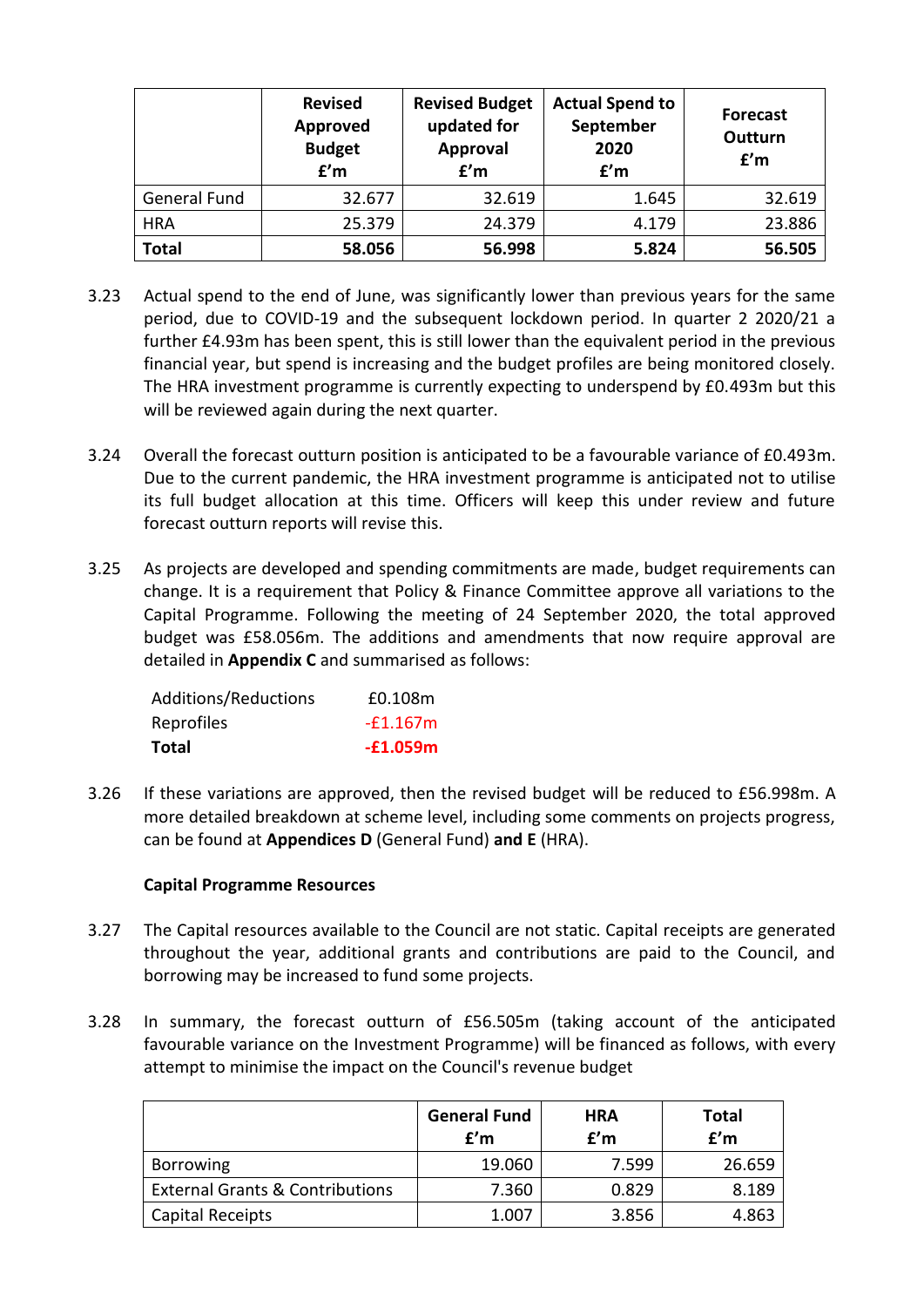| | Revised Approved Budget £'m | Revised Budget updated for Approval £'m | Actual Spend to September 2020 £'m | Forecast Outturn £'m |
|---|---|---|---|---|
| General Fund | 32.677 | 32.619 | 1.645 | 32.619 |
| HRA | 25.379 | 24.379 | 4.179 | 23.886 |
| **Total** | **58.056** | **56.998** | **5.824** | **56.505** |

3.23 Actual spend to the end of June, was significantly lower than previous years for the same period, due to COVID-19 and the subsequent lockdown period. In quarter 2 2020/21 a further £4.93m has been spent, this is still lower than the equivalent period in the previous financial year, but spend is increasing and the budget profiles are being monitored closely. The HRA investment programme is currently expecting to underspend by £0.493m but this will be reviewed again during the next quarter.

3.24 Overall the forecast outturn position is anticipated to be a favourable variance of £0.493m. Due to the current pandemic, the HRA investment programme is anticipated not to utilise its full budget allocation at this time. Officers will keep this under review and future forecast outturn reports will revise this.

3.25 As projects are developed and spending commitments are made, budget requirements can change. It is a requirement that Policy & Finance Committee approve all variations to the Capital Programme. Following the meeting of 24 September 2020, the total approved budget was £58.056m. The additions and amendments that now require approval are detailed in **Appendix C** and summarised as follows:

| | |
|---|---|
| Additions/Reductions | £0.108m |
| Reprofiles | -£1.167m |
| **Total** | **-£1.059m** |

3.26 If these variations are approved, then the revised budget will be reduced to £56.998m. A more detailed breakdown at scheme level, including some comments on projects progress, can be found at **Appendices D** (General Fund) **and E** (HRA).

**Capital Programme Resources**

3.27 The Capital resources available to the Council are not static. Capital receipts are generated throughout the year, additional grants and contributions are paid to the Council, and borrowing may be increased to fund some projects.

3.28 In summary, the forecast outturn of £56.505m (taking account of the anticipated favourable variance on the Investment Programme) will be financed as follows, with every attempt to minimise the impact on the Council's revenue budget

| | General Fund £'m | HRA £'m | Total £'m |
|---|---|---|---|
| Borrowing | 19.060 | 7.599 | 26.659 |
| External Grants & Contributions | 7.360 | 0.829 | 8.189 |
| Capital Receipts | 1.007 | 3.856 | 4.863 |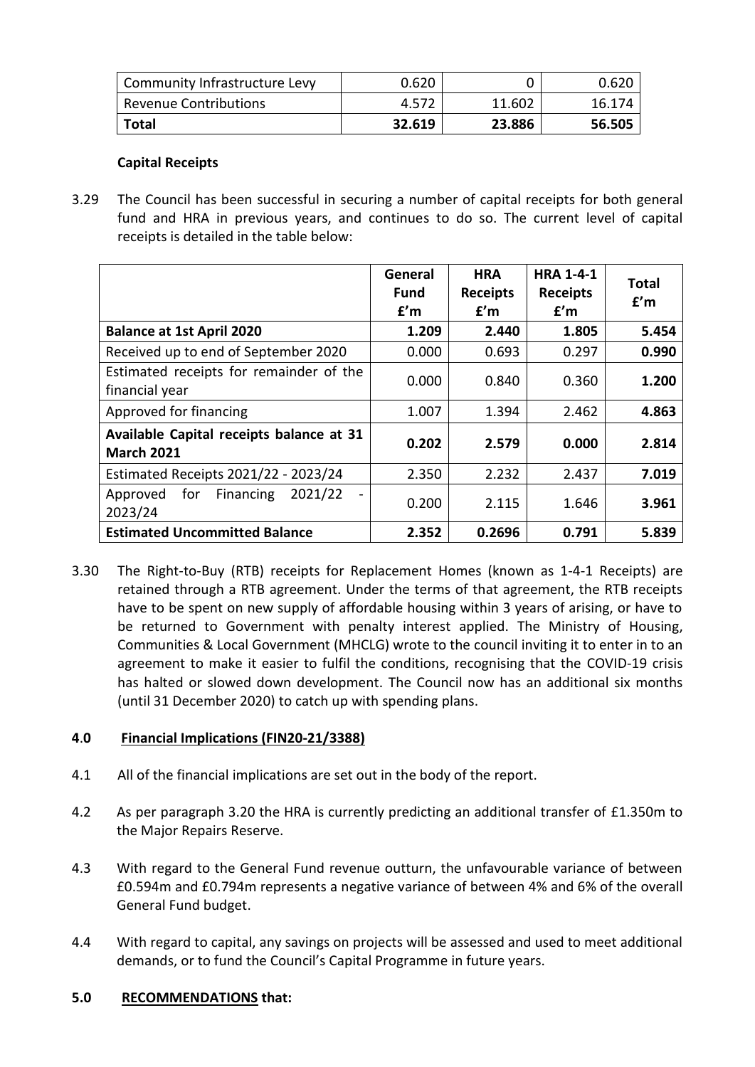| Community Infrastructure Levy | 0.620 | 0 | 0.620 |
|---|---|---|---|
| Revenue Contributions | 4.572 | 11.602 | 16.174 |
| **Total** | **32.619** | **23.886** | **56.505** |

**Capital Receipts**

3.29 The Council has been successful in securing a number of capital receipts for both general fund and HRA in previous years, and continues to do so. The current level of capital receipts is detailed in the table below:

| | General Fund £'m | HRA Receipts £'m | HRA 1-4-1 Receipts £'m | Total £'m |
|---|---|---|---|---|
| **Balance at 1st April 2020** | **1.209** | **2.440** | **1.805** | **5.454** |
| Received up to end of September 2020 | 0.000 | 0.693 | 0.297 | **0.990** |
| Estimated receipts for remainder of the financial year | 0.000 | 0.840 | 0.360 | **1.200** |
| Approved for financing | 1.007 | 1.394 | 2.462 | **4.863** |
| **Available Capital receipts balance at 31 March 2021** | **0.202** | **2.579** | **0.000** | **2.814** |
| Estimated Receipts 2021/22 - 2023/24 | 2.350 | 2.232 | 2.437 | **7.019** |
| Approved for Financing 2021/22 - 2023/24 | 0.200 | 2.115 | 1.646 | **3.961** |
| **Estimated Uncommitted Balance** | **2.352** | **0.2696** | **0.791** | **5.839** |

3.30 The Right-to-Buy (RTB) receipts for Replacement Homes (known as 1-4-1 Receipts) are retained through a RTB agreement. Under the terms of that agreement, the RTB receipts have to be spent on new supply of affordable housing within 3 years of arising, or have to be returned to Government with penalty interest applied. The Ministry of Housing, Communities & Local Government (MHCLG) wrote to the council inviting it to enter in to an agreement to make it easier to fulfil the conditions, recognising that the COVID-19 crisis has halted or slowed down development. The Council now has an additional six months (until 31 December 2020) to catch up with spending plans.

## 4.0 Financial Implications (FIN20-21/3388)

4.1 All of the financial implications are set out in the body of the report.

4.2 As per paragraph 3.20 the HRA is currently predicting an additional transfer of £1.350m to the Major Repairs Reserve.

4.3 With regard to the General Fund revenue outturn, the unfavourable variance of between £0.594m and £0.794m represents a negative variance of between 4% and 6% of the overall General Fund budget.

4.4 With regard to capital, any savings on projects will be assessed and used to meet additional demands, or to fund the Council's Capital Programme in future years.

## 5.0 RECOMMENDATIONS that: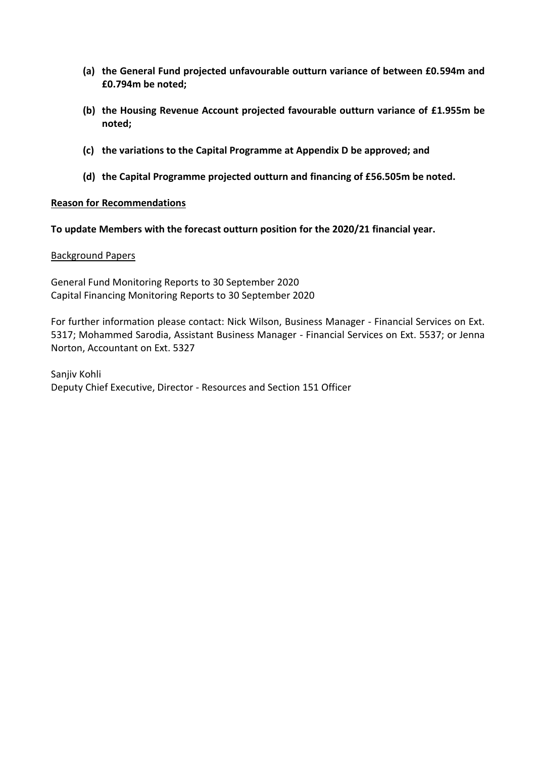**(a) the General Fund projected unfavourable outturn variance of between £0.594m and £0.794m be noted;**

**(b) the Housing Revenue Account projected favourable outturn variance of £1.955m be noted;**

**(c) the variations to the Capital Programme at Appendix D be approved; and**

**(d) the Capital Programme projected outturn and financing of £56.505m be noted.**

**Reason for Recommendations**

**To update Members with the forecast outturn position for the 2020/21 financial year.**

Background Papers

General Fund Monitoring Reports to 30 September 2020
Capital Financing Monitoring Reports to 30 September 2020

For further information please contact: Nick Wilson, Business Manager - Financial Services on Ext. 5317; Mohammed Sarodia, Assistant Business Manager - Financial Services on Ext. 5537; or Jenna Norton, Accountant on Ext. 5327

Sanjiv Kohli
Deputy Chief Executive, Director - Resources and Section 151 Officer